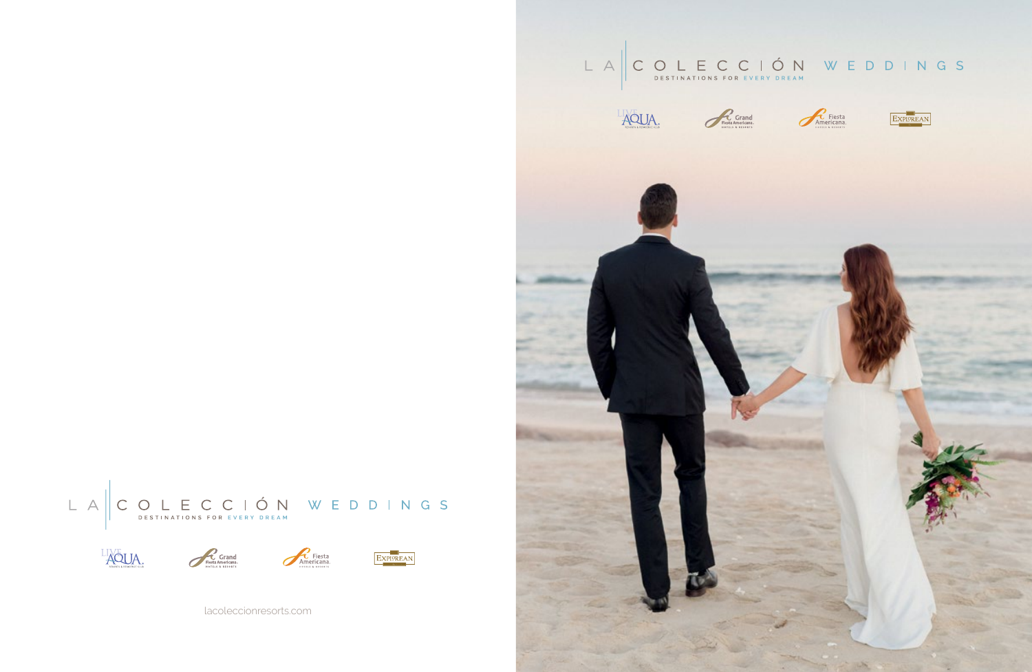# LA COLECCIÓN WEDDINGS

DESTINATIONS FOR EVERY DREAM

LIVE AQUA · Grand Fiesta Americana · Fiesta Americana · Explorean

lacoleccionresorts.com

# LA COLECCIÓN WEDDINGS

DESTINATIONS FOR EVERY DREAM

LIVE AQUA · Grand Fiesta Americana · Fiesta Americana · Explorean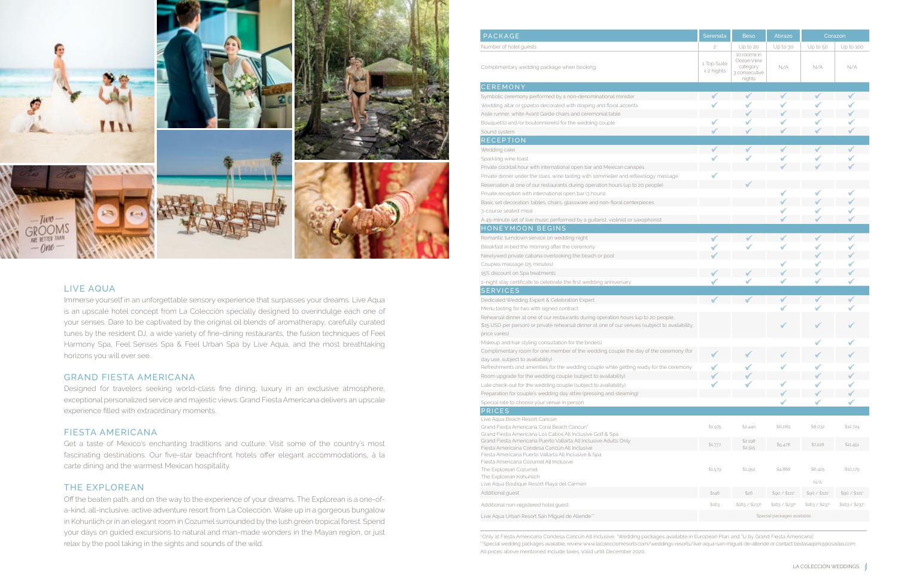## LIVE AQUA

Immerse yourself in an unforgettable sensory experience that surpasses your dreams. Live Aqua is an upscale hotel concept from La Colección specially designed to overindulge each one of your senses. Dare to be captivated by the original oil blends of aromatherapy, carefully curated tunes by the resident DJ, a wide variety of fine-dining restaurants, the fusion techniques of Feel Harmony Spa, Feel Senses Spa & Feel Urban Spa by Live Aqua, and the most breathtaking horizons you will ever see.

## GRAND FIESTA AMERICANA

Designed for travelers seeking world-class fine dining, luxury in an exclusive atmosphere, exceptional personalized service and majestic views. Grand Fiesta Americana delivers an upscale experience filled with extraordinary moments.

## FIESTA AMERICANA

Get a taste of Mexico's enchanting traditions and culture. Visit some of the country's most fascinating destinations. Our five-star beachfront hotels offer elegant accommodations, à la carte dining and the warmest Mexican hospitality.

## THE EXPLOREAN

Off the beaten path, and on the way to the experience of your dreams, The Explorean is a one-of-a-kind, all-inclusive, active adventure resort from La Colección. Wake up in a gorgeous bungalow in Kohunlich or in an elegant room in Cozumel surrounded by the lush green tropical forest. Spend your days on guided excursions to natural and man-made wonders in the Mayan region, or just relax by the pool taking in the sights and sounds of the wild.

| PACKAGE | Serenata | Beso | Abrazo | Corazon | |
|---|---|---|---|---|---|
| Number of hotel guests | 2 | Up to 20 | Up to 30 | Up to 50 | Up to 100 |
| Complimentary wedding package when booking | 1 Top Suite x 2 nights | 10 rooms in Ocean View category 3 consecutive nights | N/A | N/A | N/A |
| **CEREMONY** | | | | | |
| Symbolic ceremony performed by a non-denominational minister | ✔ | ✔ | ✔ | ✔ | ✔ |
| Wedding altar or gazebo decorated with draping and floral accents | ✔ | ✔ | ✔ | ✔ | ✔ |
| Aisle runner, white Avant Garde chairs and ceremonial table | | ✔ | ✔ | ✔ | ✔ |
| Bouquet(s) and/or boutonniere(s) for the wedding couple | ✔ | ✔ | ✔ | ✔ | ✔ |
| Sound system | ✔ | ✔ | ✔ | ✔ | ✔ |
| **RECEPTION** | | | | | |
| Wedding cake | ✔ | ✔ | ✔ | ✔ | ✔ |
| Sparkling wine toast | ✔ | ✔ | ✔ | ✔ | ✔ |
| Private cocktail hour with international open bar and Mexican canapés | | | ✔ | ✔ | ✔ |
| Private dinner under the stars, wine tasting with sommelier and reflexology massage | ✔ | | | | |
| Reservation at one of our restaurants during operation hours (up to 20 people) | | ✔ | | | |
| Private reception with international open bar (3 hours) | | | ✔ | ✔ | ✔ |
| Basic set decoration: tables, chairs, glassware and non-floral centerpieces | | | ✔ | ✔ | ✔ |
| 3-course seated meal | | | ✔ | ✔ | ✔ |
| A 45-minute set of live music performed by a guitarist, violinist or saxophonist | | | ✔ | ✔ | ✔ |
| **HONEYMOON BEGINS** | | | | | |
| Romantic turndown service on wedding night | ✔ | ✔ | ✔ | ✔ | ✔ |
| Breakfast in bed the morning after the ceremony | ✔ | ✔ | ✔ | ✔ | ✔ |
| Newlywed private cabana overlooking the beach or pool | ✔ | | | ✔ | ✔ |
| Couples massage (25 minutes) | | | ✔ | ✔ | ✔ |
| 15% discount on Spa treatments | ✔ | ✔ | ✔ | ✔ | ✔ |
| 2-night stay certificate to celebrate the first wedding anniversary | ✔ | ✔ | ✔ | ✔ | ✔ |
| **SERVICES** | | | | | |
| Dedicated Wedding Expert & Celebration Expert | ✔ | ✔ | ✔ | ✔ | ✔ |
| Menu tasting for two with signed contract | | | ✔ | ✔ | ✔ |
| Rehearsal dinner at one of our restaurants during operation hours (up to 20 people, $15 USD per person) or private rehearsal dinner at one of our venues (subject to availability, price varies) | | | ✔ | ✔ | ✔ |
| Makeup and hair styling consultation for the bride(s) | | | | ✔ | ✔ |
| Complimentary room for one member of the wedding couple the day of the ceremony (for day use, subject to availability) | ✔ | ✔ | ✔ | ✔ | ✔ |
| Refreshments and amenities for the wedding couple while getting ready for the ceremony | ✔ | ✔ | ✔ | ✔ | ✔ |
| Room upgrade for the wedding couple (subject to availability) | ✔ | ✔ | | ✔ | ✔ |
| Late check-out for the wedding couple (subject to availability) | ✔ | ✔ | ✔ | ✔ | ✔ |
| Preparation for couple's wedding day attire (pressing and steaming) | | | ✔ | ✔ | ✔ |
| Special rate to choose your venue in person | | | ✔ | ✔ | ✔ |
| **PRICES** | | | | | |
| Live Aqua Beach Resort Cancun<br>Grand Fiesta Americana Coral Beach Cancún*<br>Grand Fiesta Americana Los Cabos All Inclusive Golf & Spa | $1,975 | $2,440 | $6,085 | $8,032 | $12,724 |
| Grand Fiesta Americana Puerto Vallarta All Inclusive Adults Only<br>Fiesta Americana Condesa Cancún All Inclusive | $1,777 | $2,198<br>$2,515 | $5,478 | $7,228 | $11,451 |
| Fiesta Americana Puerto Vallarta All Inclusive & Spa<br>Fiesta Americana Cozumel All Inclusive<br>The Explorean Cozumel<br>The Explorean Kohunlich | $1,579 | $1,952 | $4,868 | $6,425 | $10,179 |
| Live Aqua Boutique Resort Playa del Carmen | | | | N/A | |
| Additional guest | $146 | $26 | $90 / $121[1] | $90 / $121[1] | $90 / $121[1] |
| Additional non-registered hotel guest | $163 | $163 / $237[1] | $163 / $237[1] | $163 / $237[1] | $163 / $237[1] |
| Live Aqua Urban Resort San Miguel de Allende** | | | Special packages available | | |

[1] Only at Fiesta Americana Condesa Cancún All Inclusive. *Wedding packages available in European Plan and "U by Grand Fiesta Americana".
**Special wedding packages available, review www.lacoleccionresorts.com/weddings-resorts/live-aqua-san-miguel-de-allende or contact bodasaqsm@posadas.com
All prices above mentioned include taxes. Valid until December 2020.